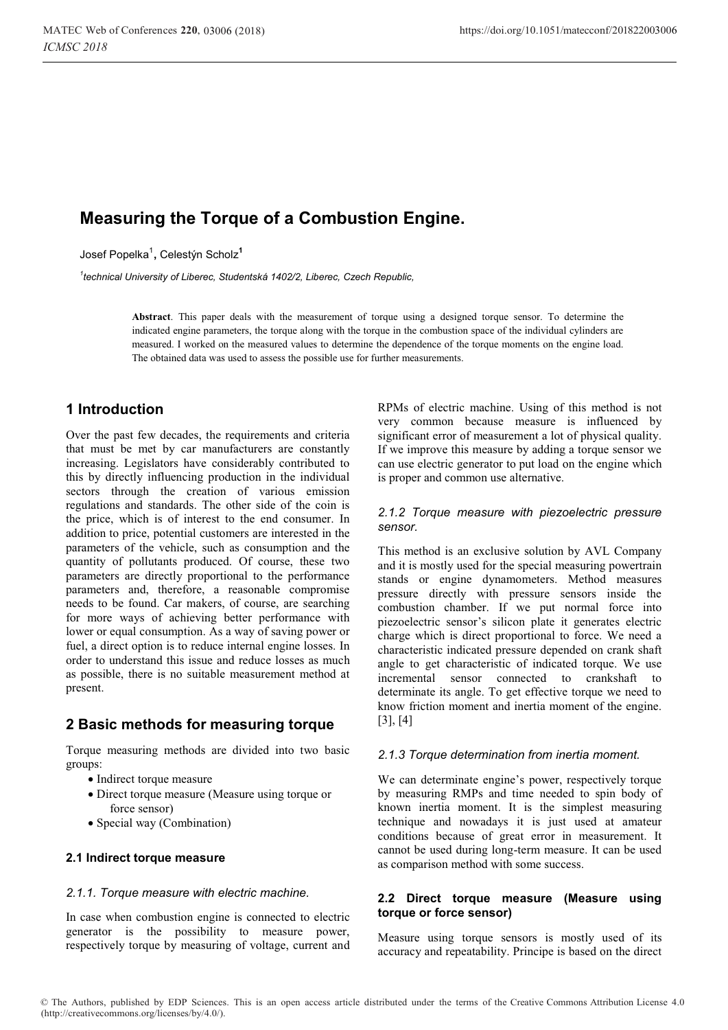# Measuring the Torque of a Combustion Engine.

Josef Popelka[1], Celestýn Scholz[1]

[1]technical University of Liberec, Studentská 1402/2, Liberec, Czech Republic,

**Abstract**. This paper deals with the measurement of torque using a designed torque sensor. To determine the indicated engine parameters, the torque along with the torque in the combustion space of the individual cylinders are measured. I worked on the measured values to determine the dependence of the torque moments on the engine load. The obtained data was used to assess the possible use for further measurements.

## 1 Introduction

Over the past few decades, the requirements and criteria that must be met by car manufacturers are constantly increasing. Legislators have considerably contributed to this by directly influencing production in the individual sectors through the creation of various emission regulations and standards. The other side of the coin is the price, which is of interest to the end consumer. In addition to price, potential customers are interested in the parameters of the vehicle, such as consumption and the quantity of pollutants produced. Of course, these two parameters are directly proportional to the performance parameters and, therefore, a reasonable compromise needs to be found. Car makers, of course, are searching for more ways of achieving better performance with lower or equal consumption. As a way of saving power or fuel, a direct option is to reduce internal engine losses. In order to understand this issue and reduce losses as much as possible, there is no suitable measurement method at present.

## 2 Basic methods for measuring torque

Torque measuring methods are divided into two basic groups:

- Indirect torque measure
- Direct torque measure (Measure using torque or force sensor)
- Special way (Combination)

### 2.1 Indirect torque measure

#### *2.1.1. Torque measure with electric machine.*

In case when combustion engine is connected to electric generator is the possibility to measure power, respectively torque by measuring of voltage, current and RPMs of electric machine. Using of this method is not very common because measure is influenced by significant error of measurement a lot of physical quality. If we improve this measure by adding a torque sensor we can use electric generator to put load on the engine which is proper and common use alternative.

#### *2.1.2 Torque measure with piezoelectric pressure sensor.*

This method is an exclusive solution by AVL Company and it is mostly used for the special measuring powertrain stands or engine dynamometers. Method measures pressure directly with pressure sensors inside the combustion chamber. If we put normal force into piezoelectric sensor's silicon plate it generates electric charge which is direct proportional to force. We need a characteristic indicated pressure depended on crank shaft angle to get characteristic of indicated torque. We use incremental sensor connected to crankshaft to determinate its angle. To get effective torque we need to know friction moment and inertia moment of the engine. [3], [4]

#### *2.1.3 Torque determination from inertia moment.*

We can determinate engine's power, respectively torque by measuring RMPs and time needed to spin body of known inertia moment. It is the simplest measuring technique and nowadays it is just used at amateur conditions because of great error in measurement. It cannot be used during long-term measure. It can be used as comparison method with some success.

### 2.2 Direct torque measure (Measure using torque or force sensor)

Measure using torque sensors is mostly used of its accuracy and repeatability. Principe is based on the direct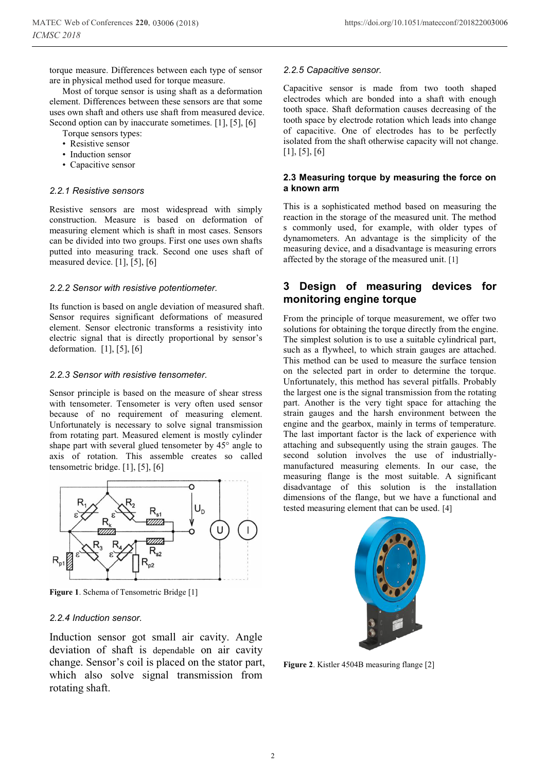torque measure. Differences between each type of sensor are in physical method used for torque measure.

Most of torque sensor is using shaft as a deformation element. Differences between these sensors are that some uses own shaft and others use shaft from measured device. Second option can by inaccurate sometimes. [1], [5], [6]

Torque sensors types:

- Resistive sensor
- Induction sensor
- Capacitive sensor

### 2.2.1 Resistive sensors

Resistive sensors are most widespread with simply construction. Measure is based on deformation of measuring element which is shaft in most cases. Sensors can be divided into two groups. First one uses own shafts putted into measuring track. Second one uses shaft of measured device. [1], [5], [6]

### 2.2.2 Sensor with resistive potentiometer.

Its function is based on angle deviation of measured shaft. Sensor requires significant deformations of measured element. Sensor electronic transforms a resistivity into electric signal that is directly proportional by sensor's deformation. [1], [5], [6]

### 2.2.3 Sensor with resistive tensometer.

Sensor principle is based on the measure of shear stress with tensometer. Tensometer is very often used sensor because of no requirement of measuring element. Unfortunately is necessary to solve signal transmission from rotating part. Measured element is mostly cylinder shape part with several glued tensometer by 45° angle to axis of rotation. This assemble creates so called tensometric bridge. [1], [5], [6]

**Figure 1**. Schema of Tensometric Bridge [1]

### 2.2.4 Induction sensor.

Induction sensor got small air cavity. Angle deviation of shaft is dependable on air cavity change. Sensor's coil is placed on the stator part, which also solve signal transmission from rotating shaft.

### 2.2.5 Capacitive sensor.

Capacitive sensor is made from two tooth shaped electrodes which are bonded into a shaft with enough tooth space. Shaft deformation causes decreasing of the tooth space by electrode rotation which leads into change of capacitive. One of electrodes has to be perfectly isolated from the shaft otherwise capacity will not change. [1], [5], [6]

## 2.3 Measuring torque by measuring the force on a known arm

This is a sophisticated method based on measuring the reaction in the storage of the measured unit. The method s commonly used, for example, with older types of dynamometers. An advantage is the simplicity of the measuring device, and a disadvantage is measuring errors affected by the storage of the measured unit. [1]

# 3 Design of measuring devices for monitoring engine torque

From the principle of torque measurement, we offer two solutions for obtaining the torque directly from the engine. The simplest solution is to use a suitable cylindrical part, such as a flywheel, to which strain gauges are attached. This method can be used to measure the surface tension on the selected part in order to determine the torque. Unfortunately, this method has several pitfalls. Probably the largest one is the signal transmission from the rotating part. Another is the very tight space for attaching the strain gauges and the harsh environment between the engine and the gearbox, mainly in terms of temperature. The last important factor is the lack of experience with attaching and subsequently using the strain gauges. The second solution involves the use of industrially-manufactured measuring elements. In our case, the measuring flange is the most suitable. A significant disadvantage of this solution is the installation dimensions of the flange, but we have a functional and tested measuring element that can be used. [4]

**Figure 2**. Kistler 4504B measuring flange [2]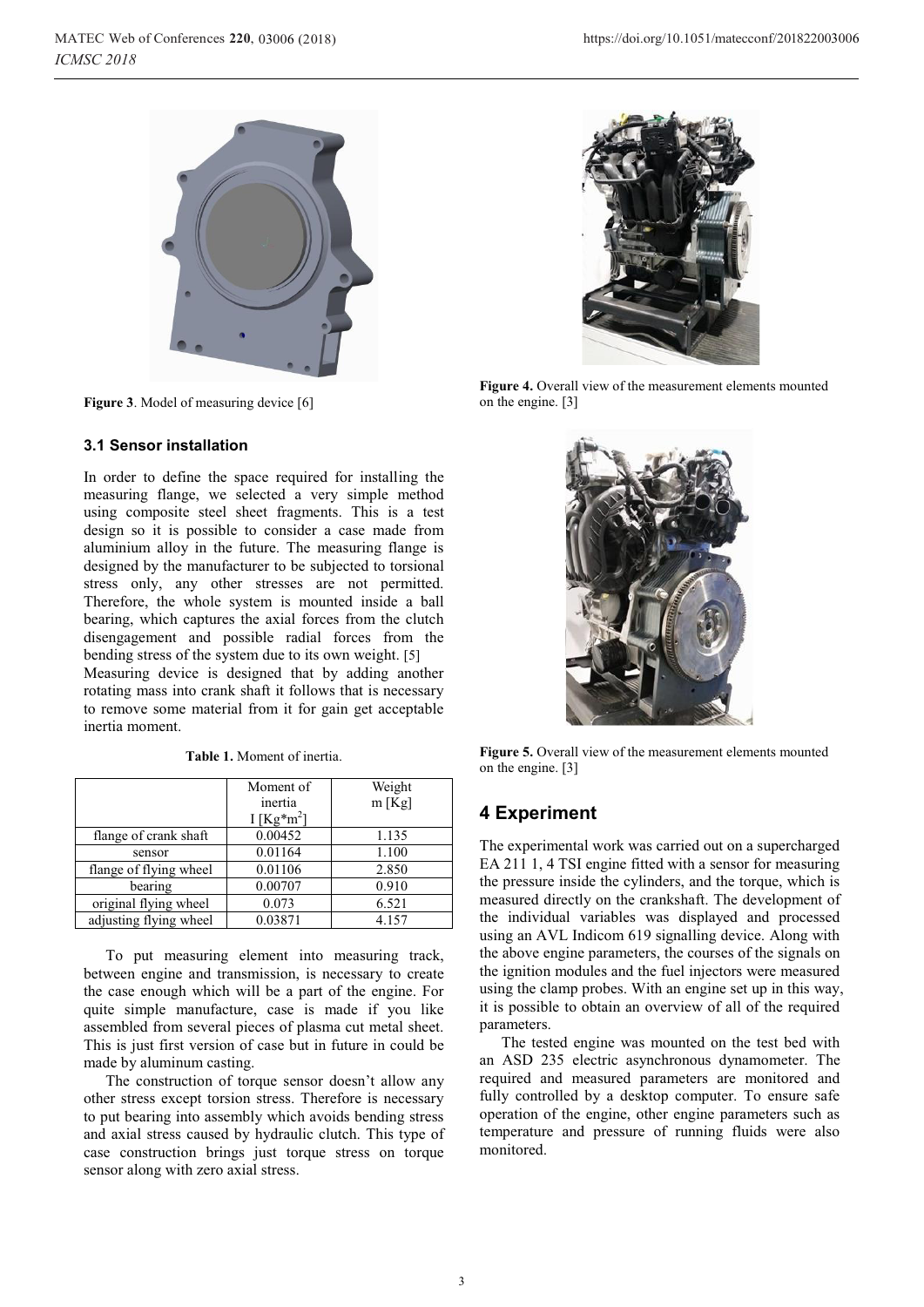Figure 3. Model of measuring device [6]

### 3.1 Sensor installation

In order to define the space required for installing the measuring flange, we selected a very simple method using composite steel sheet fragments. This is a test design so it is possible to consider a case made from aluminium alloy in the future. The measuring flange is designed by the manufacturer to be subjected to torsional stress only, any other stresses are not permitted. Therefore, the whole system is mounted inside a ball bearing, which captures the axial forces from the clutch disengagement and possible radial forces from the bending stress of the system due to its own weight. [5]

Measuring device is designed that by adding another rotating mass into crank shaft it follows that is necessary to remove some material from it for gain get acceptable inertia moment.

**Table 1.** Moment of inertia.

| | Moment of inertia I [Kg*m$^2$] | Weight m [Kg] |
|---|---|---|
| flange of crank shaft | 0.00452 | 1.135 |
| sensor | 0.01164 | 1.100 |
| flange of flying wheel | 0.01106 | 2.850 |
| bearing | 0.00707 | 0.910 |
| original flying wheel | 0.073 | 6.521 |
| adjusting flying wheel | 0.03871 | 4.157 |

To put measuring element into measuring track, between engine and transmission, is necessary to create the case enough which will be a part of the engine. For quite simple manufacture, case is made if you like assembled from several pieces of plasma cut metal sheet. This is just first version of case but in future in could be made by aluminum casting.

The construction of torque sensor doesn't allow any other stress except torsion stress. Therefore is necessary to put bearing into assembly which avoids bending stress and axial stress caused by hydraulic clutch. This type of case construction brings just torque stress on torque sensor along with zero axial stress.

**Figure 4.** Overall view of the measurement elements mounted on the engine. [3]

**Figure 5.** Overall view of the measurement elements mounted on the engine. [3]

## 4 Experiment

The experimental work was carried out on a supercharged EA 211 1, 4 TSI engine fitted with a sensor for measuring the pressure inside the cylinders, and the torque, which is measured directly on the crankshaft. The development of the individual variables was displayed and processed using an AVL Indicom 619 signalling device. Along with the above engine parameters, the courses of the signals on the ignition modules and the fuel injectors were measured using the clamp probes. With an engine set up in this way, it is possible to obtain an overview of all of the required parameters.

The tested engine was mounted on the test bed with an ASD 235 electric asynchronous dynamometer. The required and measured parameters are monitored and fully controlled by a desktop computer. To ensure safe operation of the engine, other engine parameters such as temperature and pressure of running fluids were also monitored.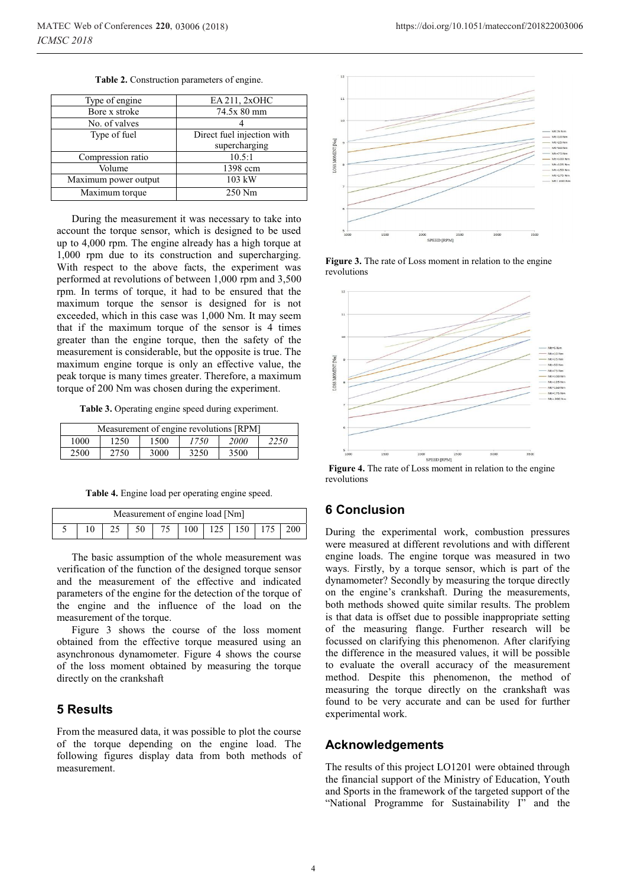**Table 2.** Construction parameters of engine.

| Type of engine | EA 211, 2xOHC |
|---|---|
| Bore x stroke | 74.5x 80 mm |
| No. of valves | 4 |
| Type of fuel | Direct fuel injection with supercharging |
| Compression ratio | 10.5:1 |
| Volume | 1398 ccm |
| Maximum power output | 103 kW |
| Maximum torque | 250 Nm |

During the measurement it was necessary to take into account the torque sensor, which is designed to be used up to 4,000 rpm. The engine already has a high torque at 1,000 rpm due to its construction and supercharging. With respect to the above facts, the experiment was performed at revolutions of between 1,000 rpm and 3,500 rpm. In terms of torque, it had to be ensured that the maximum torque the sensor is designed for is not exceeded, which in this case was 1,000 Nm. It may seem that if the maximum torque of the sensor is 4 times greater than the engine torque, then the safety of the measurement is considerable, but the opposite is true. The maximum engine torque is only an effective value, the peak torque is many times greater. Therefore, a maximum torque of 200 Nm was chosen during the experiment.

**Table 3.** Operating engine speed during experiment.

| Measurement of engine revolutions [RPM] | | | | | |
|---|---|---|---|---|---|
| 1000 | 1250 | 1500 | *1750* | *2000* | *2250* |
| 2500 | 2750 | 3000 | 3250 | 3500 | |

**Table 4.** Engine load per operating engine speed.

| Measurement of engine load [Nm] | | | | | | | | | |
|---|---|---|---|---|---|---|---|---|---|
| 5 | 10 | 25 | 50 | 75 | 100 | 125 | 150 | 175 | 200 |

The basic assumption of the whole measurement was verification of the function of the designed torque sensor and the measurement of the effective and indicated parameters of the engine for the detection of the torque of the engine and the influence of the load on the measurement of the torque.

Figure 3 shows the course of the loss moment obtained from the effective torque measured using an asynchronous dynamometer. Figure 4 shows the course of the loss moment obtained by measuring the torque directly on the crankshaft

## 5 Results

From the measured data, it was possible to plot the course of the torque depending on the engine load. The following figures display data from both methods of measurement.

**Figure 3.** The rate of Loss moment in relation to the engine revolutions

**Figure 4.** The rate of Loss moment in relation to the engine revolutions

## 6 Conclusion

During the experimental work, combustion pressures were measured at different revolutions and with different engine loads. The engine torque was measured in two ways. Firstly, by a torque sensor, which is part of the dynamometer? Secondly by measuring the torque directly on the engine's crankshaft. During the measurements, both methods showed quite similar results. The problem is that data is offset due to possible inappropriate setting of the measuring flange. Further research will be focussed on clarifying this phenomenon. After clarifying the difference in the measured values, it will be possible to evaluate the overall accuracy of the measurement method. Despite this phenomenon, the method of measuring the torque directly on the crankshaft was found to be very accurate and can be used for further experimental work.

## Acknowledgements

The results of this project LO1201 were obtained through the financial support of the Ministry of Education, Youth and Sports in the framework of the targeted support of the "National Programme for Sustainability I" and the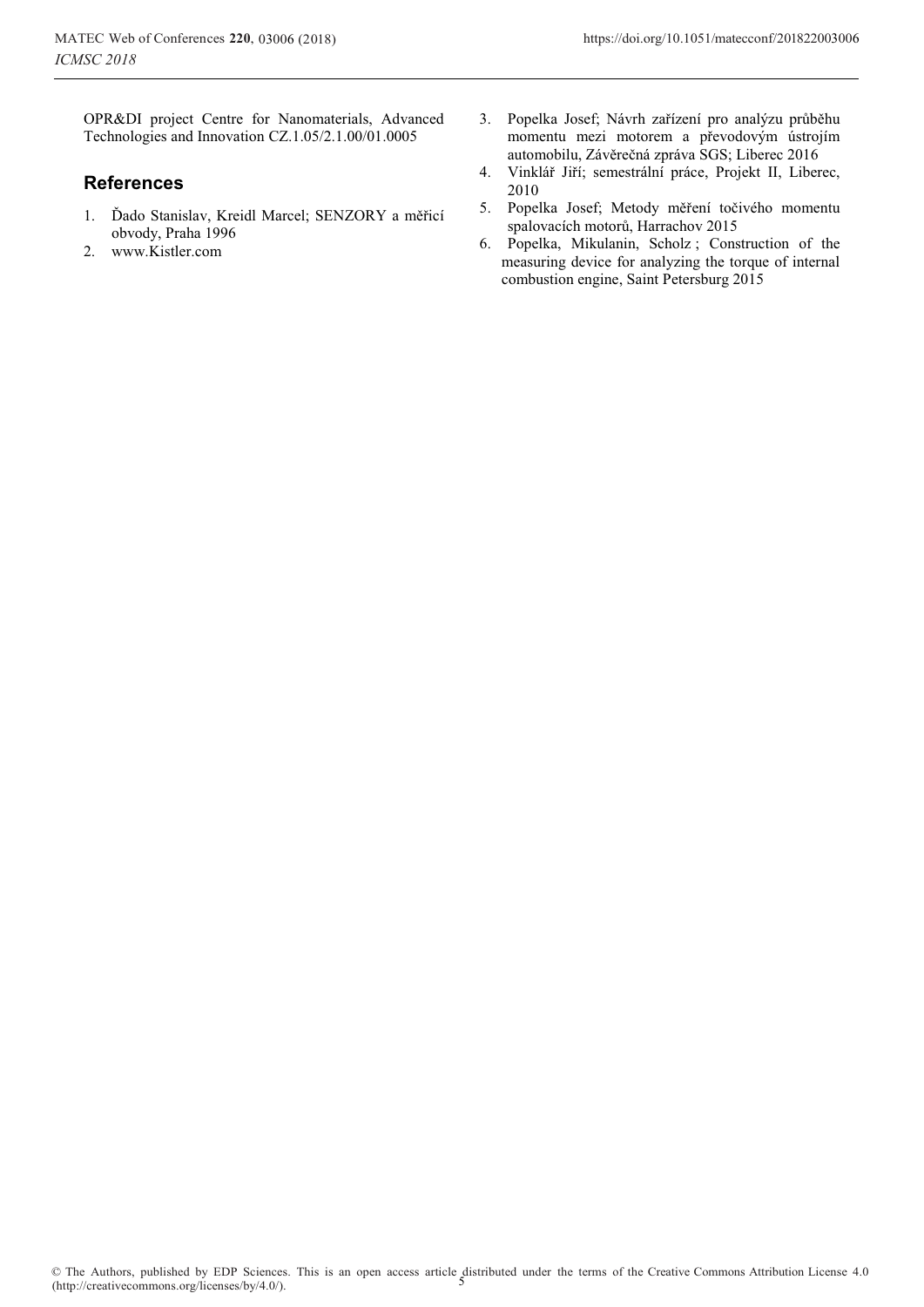OPR&DI project Centre for Nanomaterials, Advanced Technologies and Innovation CZ.1.05/2.1.00/01.0005

## References

1. Ďado Stanislav, Kreidl Marcel; SENZORY a měřicí obvody, Praha 1996
2. www.Kistler.com
3. Popelka Josef; Návrh zařízení pro analýzu průběhu momentu mezi motorem a převodovým ústrojím automobilu, Závěrečná zpráva SGS; Liberec 2016
4. Vinklář Jiří; semestrální práce, Projekt II, Liberec, 2010
5. Popelka Josef; Metody měření točivého momentu spalovacích motorů, Harrachov 2015
6. Popelka, Mikulanin, Scholz ; Construction of the measuring device for analyzing the torque of internal combustion engine, Saint Petersburg 2015